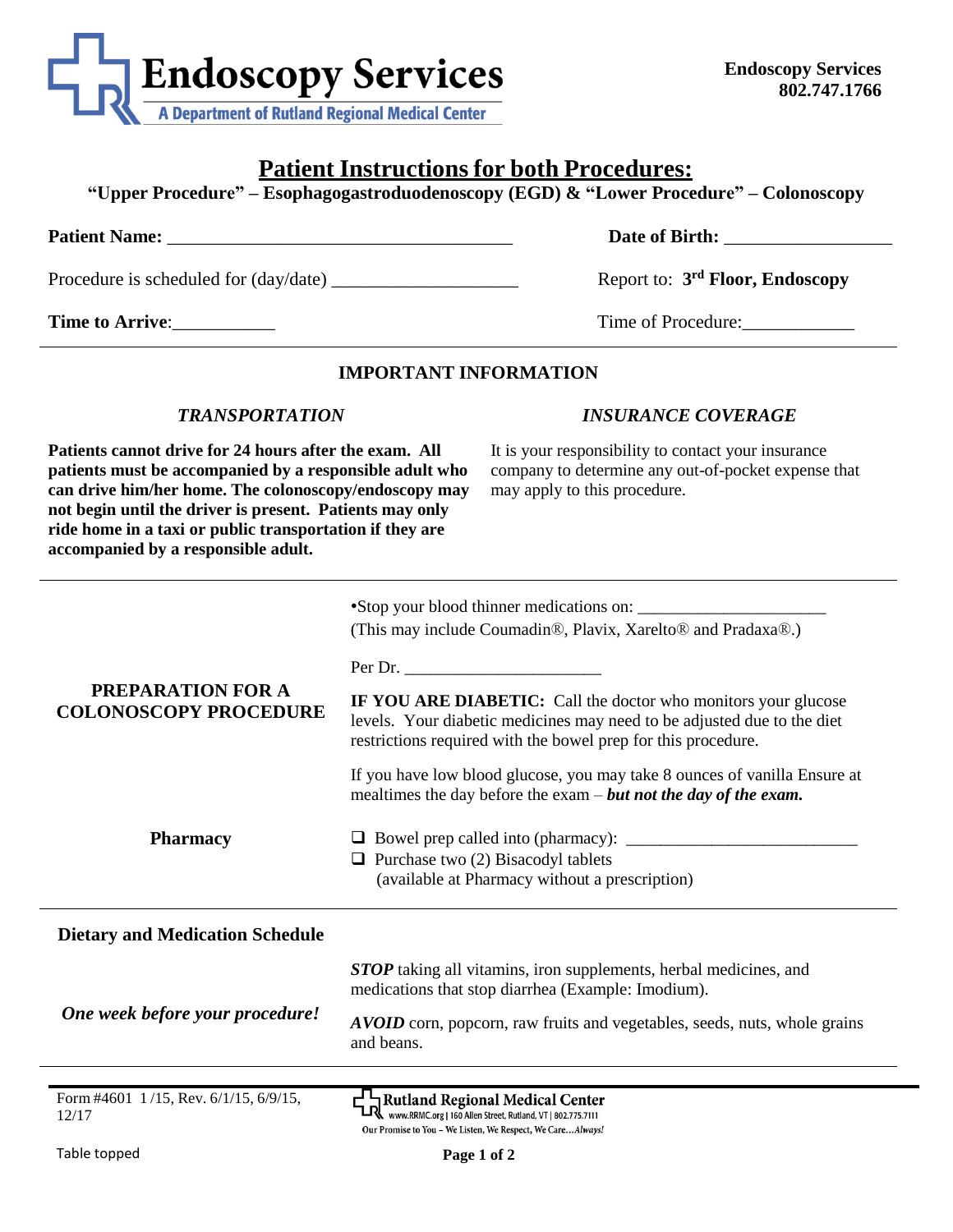# Endoscopy Services

A Department of Rutland Regional Medical Center

**Endoscopy Services**
**802.747.1766**

## Patient Instructions for both Procedures:

**"Upper Procedure" – Esophagogastroduodenoscopy (EGD) & "Lower Procedure" – Colonoscopy**

**Patient Name:** ______________________________________ **Date of Birth:** __________________

Procedure is scheduled for (day/date) ____________________ Report to: **3rd Floor, Endoscopy**

**Time to Arrive**:___________ Time of Procedure:____________

### IMPORTANT INFORMATION

#### *TRANSPORTATION*

**Patients cannot drive for 24 hours after the exam. All patients must be accompanied by a responsible adult who can drive him/her home. The colonoscopy/endoscopy may not begin until the driver is present. Patients may only ride home in a taxi or public transportation if they are accompanied by a responsible adult.**

#### *INSURANCE COVERAGE*

It is your responsibility to contact your insurance company to determine any out-of-pocket expense that may apply to this procedure.

### PREPARATION FOR A COLONOSCOPY PROCEDURE

- Stop your blood thinner medications on: ______________________
(This may include Coumadin®, Plavix, Xarelto® and Pradaxa®.)

Per Dr. _______________________

**IF YOU ARE DIABETIC:** Call the doctor who monitors your glucose levels. Your diabetic medicines may need to be adjusted due to the diet restrictions required with the bowel prep for this procedure.

If you have low blood glucose, you may take 8 ounces of vanilla Ensure at mealtimes the day before the exam – ***but not the day of the exam.***

### Pharmacy

- ❑ Bowel prep called into (pharmacy): ___________________________
- ❑ Purchase two (2) Bisacodyl tablets
(available at Pharmacy without a prescription)

### Dietary and Medication Schedule

#### *One week before your procedure!*

***STOP*** taking all vitamins, iron supplements, herbal medicines, and medications that stop diarrhea (Example: Imodium).

***AVOID*** corn, popcorn, raw fruits and vegetables, seeds, nuts, whole grains and beans.

Form #4601 1 /15, Rev. 6/1/15, 6/9/15, 12/17

Rutland Regional Medical Center
www.RRMC.org | 160 Allen Street, Rutland, VT | 802.775.7111
Our Promise to You – We Listen, We Respect, We Care…*Always!*

Table topped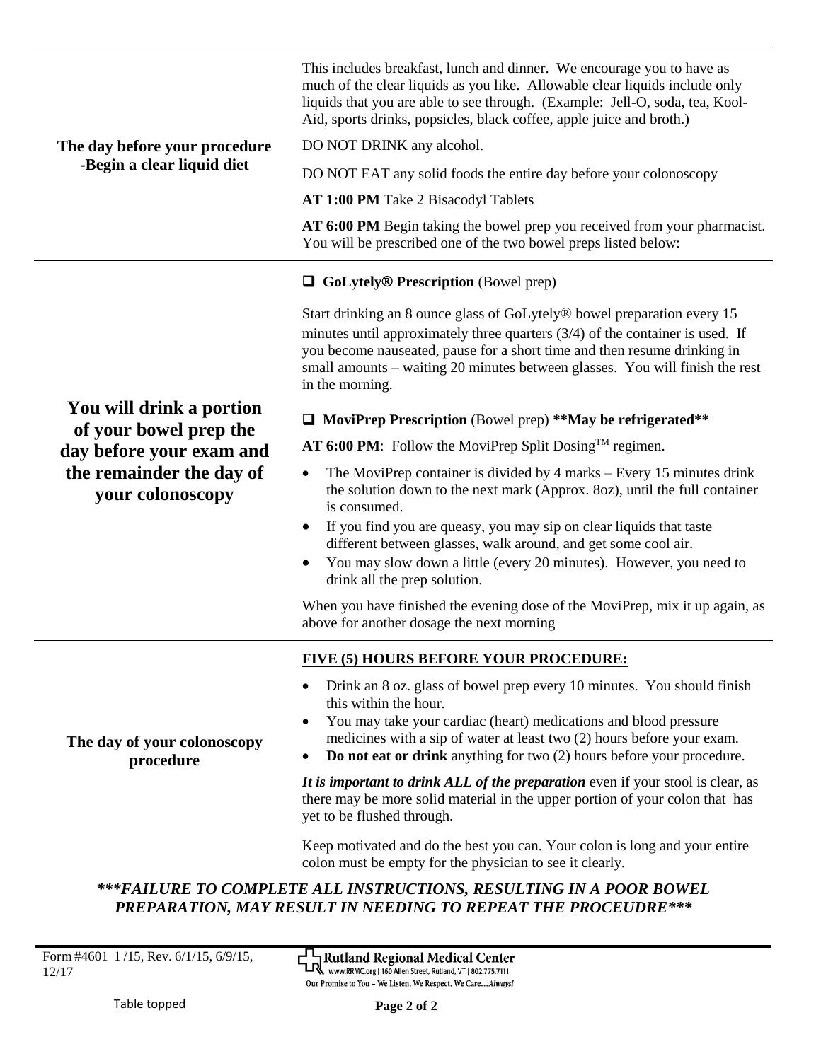| | |
|---|---|
| **The day before your procedure -Begin a clear liquid diet** | This includes breakfast, lunch and dinner. We encourage you to have as much of the clear liquids as you like. Allowable clear liquids include only liquids that you are able to see through. (Example: Jell-O, soda, tea, Kool-Aid, sports drinks, popsicles, black coffee, apple juice and broth.)<br><br>DO NOT DRINK any alcohol.<br><br>DO NOT EAT any solid foods the entire day before your colonoscopy<br><br>**AT 1:00 PM** Take 2 Bisacodyl Tablets<br><br>**AT 6:00 PM** Begin taking the bowel prep you received from your pharmacist. You will be prescribed one of the two bowel preps listed below: |
| **You will drink a portion of your bowel prep the day before your exam and the remainder the day of your colonoscopy** | ❑ **GoLytely® Prescription** (Bowel prep)<br><br>Start drinking an 8 ounce glass of GoLytely® bowel preparation every 15 minutes until approximately three quarters (3/4) of the container is used. If you become nauseated, pause for a short time and then resume drinking in small amounts – waiting 20 minutes between glasses. You will finish the rest in the morning.<br><br>❑ **MoviPrep Prescription** (Bowel prep) **\*\*May be refrigerated\*\***<br><br>**AT 6:00 PM**: Follow the MoviPrep Split Dosing™ regimen.<br><br>• The MoviPrep container is divided by 4 marks – Every 15 minutes drink the solution down to the next mark (Approx. 8oz), until the full container is consumed.<br>• If you find you are queasy, you may sip on clear liquids that taste different between glasses, walk around, and get some cool air.<br>• You may slow down a little (every 20 minutes). However, you need to drink all the prep solution.<br><br>When you have finished the evening dose of the MoviPrep, mix it up again, as above for another dosage the next morning |
| **The day of your colonoscopy procedure** | **FIVE (5) HOURS BEFORE YOUR PROCEDURE:**<br><br>• Drink an 8 oz. glass of bowel prep every 10 minutes. You should finish this within the hour.<br>• You may take your cardiac (heart) medications and blood pressure medicines with a sip of water at least two (2) hours before your exam.<br>• **Do not eat or drink** anything for two (2) hours before your procedure.<br><br>***It is important to drink ALL of the preparation*** even if your stool is clear, as there may be more solid material in the upper portion of your colon that has yet to be flushed through.<br><br>Keep motivated and do the best you can. Your colon is long and your entire colon must be empty for the physician to see it clearly. |

***\*\*\*FAILURE TO COMPLETE ALL INSTRUCTIONS, RESULTING IN A POOR BOWEL PREPARATION, MAY RESULT IN NEEDING TO REPEAT THE PROCEUDRE\*\*\****

Form #4601 1 /15, Rev. 6/1/15, 6/9/15, 12/17

Rutland Regional Medical Center
www.RRMC.org | 160 Allen Street, Rutland, VT | 802.775.7111
Our Promise to You – We Listen, We Respect, We Care…*Always!*

Table topped